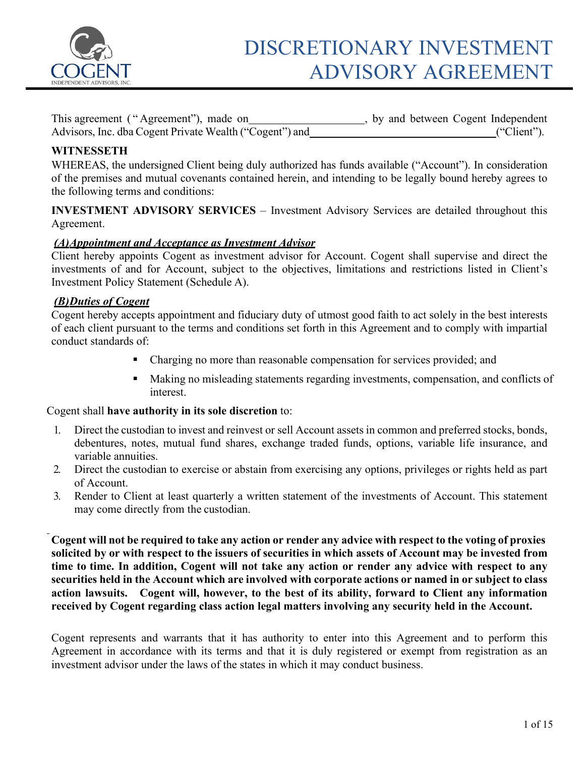# DISCRETIONARY INVESTMENT ADVISORY AGREEMENT

This agreement (" Agreement"), made on____________________, by and between Cogent Independent Advisors, Inc. dba Cogent Private Wealth ("Cogent") and_________________________________("Client").

**WITNESSETH**

WHEREAS, the undersigned Client being duly authorized has funds available ("Account"). In consideration of the premises and mutual covenants contained herein, and intending to be legally bound hereby agrees to the following terms and conditions:

**INVESTMENT ADVISORY SERVICES** – Investment Advisory Services are detailed throughout this Agreement.

***(A)Appointment and Acceptance as Investment Advisor***

Client hereby appoints Cogent as investment advisor for Account. Cogent shall supervise and direct the investments of and for Account, subject to the objectives, limitations and restrictions listed in Client's Investment Policy Statement (Schedule A).

***(B)Duties of Cogent***

Cogent hereby accepts appointment and fiduciary duty of utmost good faith to act solely in the best interests of each client pursuant to the terms and conditions set forth in this Agreement and to comply with impartial conduct standards of:

- Charging no more than reasonable compensation for services provided; and
- Making no misleading statements regarding investments, compensation, and conflicts of interest.

Cogent shall **have authority in its sole discretion** to:

1. Direct the custodian to invest and reinvest or sell Account assets in common and preferred stocks, bonds, debentures, notes, mutual fund shares, exchange traded funds, options, variable life insurance, and variable annuities.
2. Direct the custodian to exercise or abstain from exercising any options, privileges or rights held as part of Account.
3. Render to Client at least quarterly a written statement of the investments of Account. This statement may come directly from the custodian.

**Cogent will not be required to take any action or render any advice with respect to the voting of proxies solicited by or with respect to the issuers of securities in which assets of Account may be invested from time to time. In addition, Cogent will not take any action or render any advice with respect to any securities held in the Account which are involved with corporate actions or named in or subject to class action lawsuits. Cogent will, however, to the best of its ability, forward to Client any information received by Cogent regarding class action legal matters involving any security held in the Account.**

Cogent represents and warrants that it has authority to enter into this Agreement and to perform this Agreement in accordance with its terms and that it is duly registered or exempt from registration as an investment advisor under the laws of the states in which it may conduct business.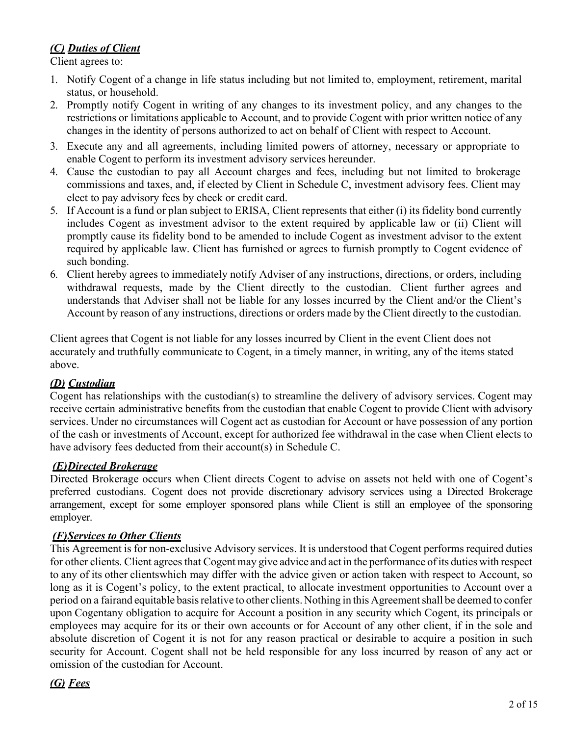### ***(C) Duties of Client***

Client agrees to:

1. Notify Cogent of a change in life status including but not limited to, employment, retirement, marital status, or household.
2. Promptly notify Cogent in writing of any changes to its investment policy, and any changes to the restrictions or limitations applicable to Account, and to provide Cogent with prior written notice of any changes in the identity of persons authorized to act on behalf of Client with respect to Account.
3. Execute any and all agreements, including limited powers of attorney, necessary or appropriate to enable Cogent to perform its investment advisory services hereunder.
4. Cause the custodian to pay all Account charges and fees, including but not limited to brokerage commissions and taxes, and, if elected by Client in Schedule C, investment advisory fees. Client may elect to pay advisory fees by check or credit card.
5. If Account is a fund or plan subject to ERISA, Client represents that either (i) its fidelity bond currently includes Cogent as investment advisor to the extent required by applicable law or (ii) Client will promptly cause its fidelity bond to be amended to include Cogent as investment advisor to the extent required by applicable law. Client has furnished or agrees to furnish promptly to Cogent evidence of such bonding.
6. Client hereby agrees to immediately notify Adviser of any instructions, directions, or orders, including withdrawal requests, made by the Client directly to the custodian. Client further agrees and understands that Adviser shall not be liable for any losses incurred by the Client and/or the Client's Account by reason of any instructions, directions or orders made by the Client directly to the custodian.

Client agrees that Cogent is not liable for any losses incurred by Client in the event Client does not accurately and truthfully communicate to Cogent, in a timely manner, in writing, any of the items stated above.

### ***(D) Custodian***

Cogent has relationships with the custodian(s) to streamline the delivery of advisory services. Cogent may receive certain administrative benefits from the custodian that enable Cogent to provide Client with advisory services. Under no circumstances will Cogent act as custodian for Account or have possession of any portion of the cash or investments of Account, except for authorized fee withdrawal in the case when Client elects to have advisory fees deducted from their account(s) in Schedule C.

### ***(E)Directed Brokerage***

Directed Brokerage occurs when Client directs Cogent to advise on assets not held with one of Cogent's preferred custodians. Cogent does not provide discretionary advisory services using a Directed Brokerage arrangement, except for some employer sponsored plans while Client is still an employee of the sponsoring employer.

### ***(F)Services to Other Clients***

This Agreement is for non-exclusive Advisory services. It is understood that Cogent performs required duties for other clients. Client agrees that Cogent may give advice and act in the performance of its duties with respect to any of its other clientswhich may differ with the advice given or action taken with respect to Account, so long as it is Cogent's policy, to the extent practical, to allocate investment opportunities to Account over a period on a fairand equitable basis relative to other clients. Nothing in this Agreement shall be deemed to confer upon Cogentany obligation to acquire for Account a position in any security which Cogent, its principals or employees may acquire for its or their own accounts or for Account of any other client, if in the sole and absolute discretion of Cogent it is not for any reason practical or desirable to acquire a position in such security for Account. Cogent shall not be held responsible for any loss incurred by reason of any act or omission of the custodian for Account.

### ***(G) Fees***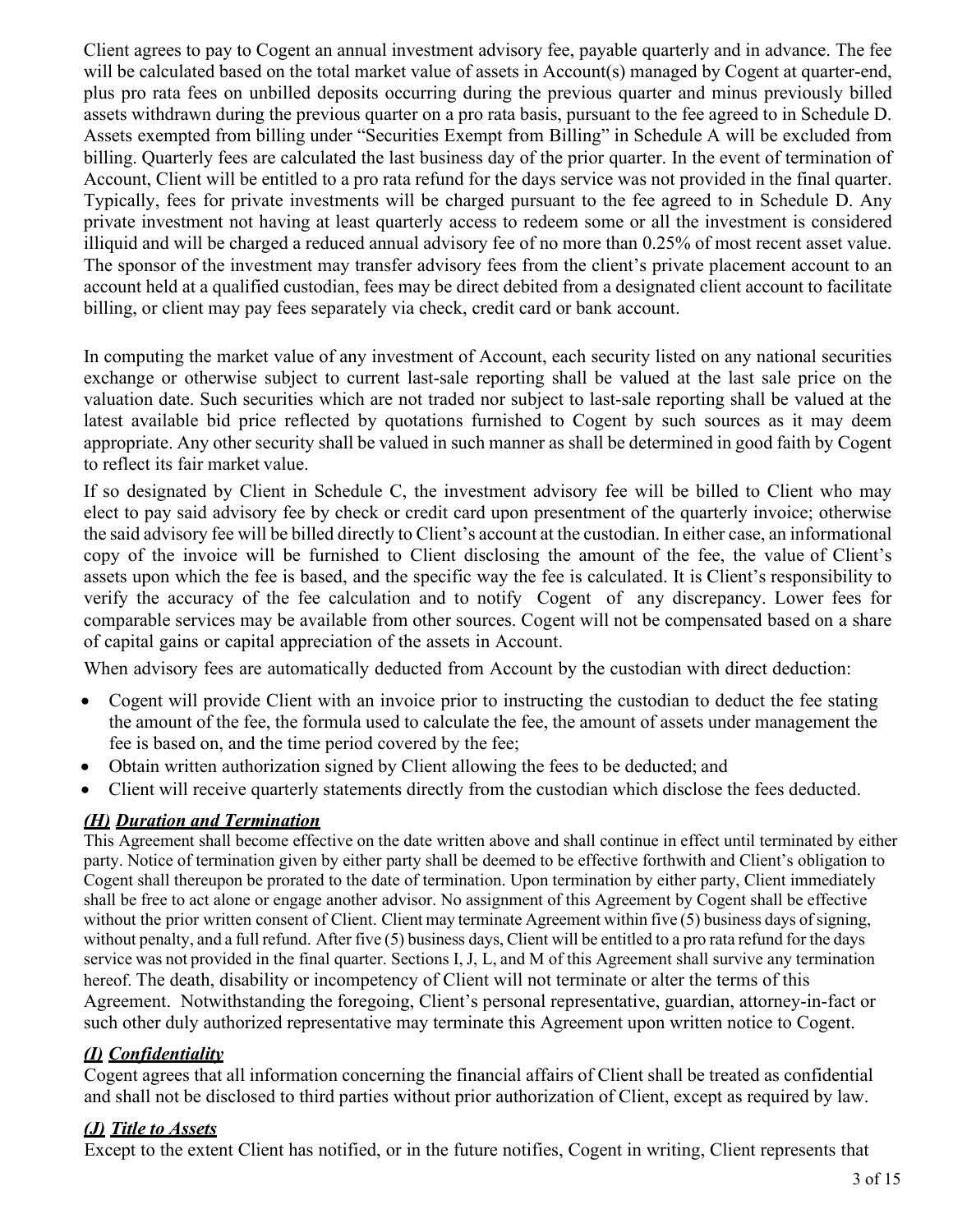Client agrees to pay to Cogent an annual investment advisory fee, payable quarterly and in advance. The fee will be calculated based on the total market value of assets in Account(s) managed by Cogent at quarter-end, plus pro rata fees on unbilled deposits occurring during the previous quarter and minus previously billed assets withdrawn during the previous quarter on a pro rata basis, pursuant to the fee agreed to in Schedule D. Assets exempted from billing under "Securities Exempt from Billing" in Schedule A will be excluded from billing. Quarterly fees are calculated the last business day of the prior quarter. In the event of termination of Account, Client will be entitled to a pro rata refund for the days service was not provided in the final quarter. Typically, fees for private investments will be charged pursuant to the fee agreed to in Schedule D. Any private investment not having at least quarterly access to redeem some or all the investment is considered illiquid and will be charged a reduced annual advisory fee of no more than 0.25% of most recent asset value. The sponsor of the investment may transfer advisory fees from the client's private placement account to an account held at a qualified custodian, fees may be direct debited from a designated client account to facilitate billing, or client may pay fees separately via check, credit card or bank account.

In computing the market value of any investment of Account, each security listed on any national securities exchange or otherwise subject to current last-sale reporting shall be valued at the last sale price on the valuation date. Such securities which are not traded nor subject to last-sale reporting shall be valued at the latest available bid price reflected by quotations furnished to Cogent by such sources as it may deem appropriate. Any other security shall be valued in such manner as shall be determined in good faith by Cogent to reflect its fair market value.

If so designated by Client in Schedule C, the investment advisory fee will be billed to Client who may elect to pay said advisory fee by check or credit card upon presentment of the quarterly invoice; otherwise the said advisory fee will be billed directly to Client's account at the custodian. In either case, an informational copy of the invoice will be furnished to Client disclosing the amount of the fee, the value of Client's assets upon which the fee is based, and the specific way the fee is calculated. It is Client's responsibility to verify the accuracy of the fee calculation and to notify Cogent of any discrepancy. Lower fees for comparable services may be available from other sources. Cogent will not be compensated based on a share of capital gains or capital appreciation of the assets in Account.

When advisory fees are automatically deducted from Account by the custodian with direct deduction:

- Cogent will provide Client with an invoice prior to instructing the custodian to deduct the fee stating the amount of the fee, the formula used to calculate the fee, the amount of assets under management the fee is based on, and the time period covered by the fee;
- Obtain written authorization signed by Client allowing the fees to be deducted; and
- Client will receive quarterly statements directly from the custodian which disclose the fees deducted.

### *(H) Duration and Termination*

This Agreement shall become effective on the date written above and shall continue in effect until terminated by either party. Notice of termination given by either party shall be deemed to be effective forthwith and Client's obligation to Cogent shall thereupon be prorated to the date of termination. Upon termination by either party, Client immediately shall be free to act alone or engage another advisor. No assignment of this Agreement by Cogent shall be effective without the prior written consent of Client. Client may terminate Agreement within five (5) business days of signing, without penalty, and a full refund. After five (5) business days, Client will be entitled to a pro rata refund for the days service was not provided in the final quarter. Sections I, J, L, and M of this Agreement shall survive any termination hereof. The death, disability or incompetency of Client will not terminate or alter the terms of this Agreement. Notwithstanding the foregoing, Client's personal representative, guardian, attorney-in-fact or such other duly authorized representative may terminate this Agreement upon written notice to Cogent.

### *(I) Confidentiality*

Cogent agrees that all information concerning the financial affairs of Client shall be treated as confidential and shall not be disclosed to third parties without prior authorization of Client, except as required by law.

### *(J) Title to Assets*

Except to the extent Client has notified, or in the future notifies, Cogent in writing, Client represents that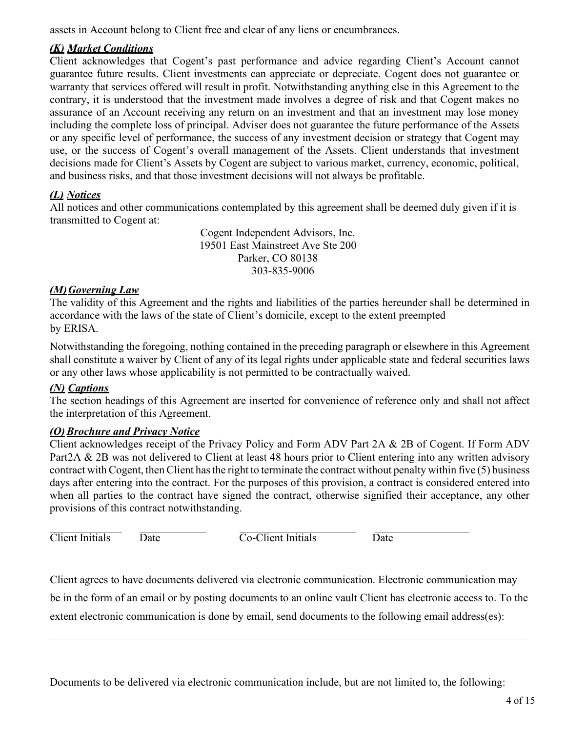assets in Account belong to Client free and clear of any liens or encumbrances.

### ***(K) Market Conditions***

Client acknowledges that Cogent's past performance and advice regarding Client's Account cannot guarantee future results. Client investments can appreciate or depreciate. Cogent does not guarantee or warranty that services offered will result in profit. Notwithstanding anything else in this Agreement to the contrary, it is understood that the investment made involves a degree of risk and that Cogent makes no assurance of an Account receiving any return on an investment and that an investment may lose money including the complete loss of principal. Adviser does not guarantee the future performance of the Assets or any specific level of performance, the success of any investment decision or strategy that Cogent may use, or the success of Cogent's overall management of the Assets. Client understands that investment decisions made for Client's Assets by Cogent are subject to various market, currency, economic, political, and business risks, and that those investment decisions will not always be profitable.

### ***(L) Notices***

All notices and other communications contemplated by this agreement shall be deemed duly given if it is transmitted to Cogent at:

Cogent Independent Advisors, Inc.
19501 East Mainstreet Ave Ste 200
Parker, CO 80138
303-835-9006

### ***(M) Governing Law***

The validity of this Agreement and the rights and liabilities of the parties hereunder shall be determined in accordance with the laws of the state of Client's domicile, except to the extent preempted by ERISA.

Notwithstanding the foregoing, nothing contained in the preceding paragraph or elsewhere in this Agreement shall constitute a waiver by Client of any of its legal rights under applicable state and federal securities laws or any other laws whose applicability is not permitted to be contractually waived.

### ***(N) Captions***

The section headings of this Agreement are inserted for convenience of reference only and shall not affect the interpretation of this Agreement.

### ***(O) Brochure and Privacy Notice***

Client acknowledges receipt of the Privacy Policy and Form ADV Part 2A & 2B of Cogent. If Form ADV Part2A & 2B was not delivered to Client at least 48 hours prior to Client entering into any written advisory contract with Cogent, then Client has the right to terminate the contract without penalty within five (5) business days after entering into the contract. For the purposes of this provision, a contract is considered entered into when all parties to the contract have signed the contract, otherwise signified their acceptance, any other provisions of this contract notwithstanding.

_____________ _____________ _____________ _____________
Client Initials  Date  Co-Client Initials  Date

Client agrees to have documents delivered via electronic communication. Electronic communication may be in the form of an email or by posting documents to an online vault Client has electronic access to. To the extent electronic communication is done by email, send documents to the following email address(es):

_______________________________________________________________________________

Documents to be delivered via electronic communication include, but are not limited to, the following: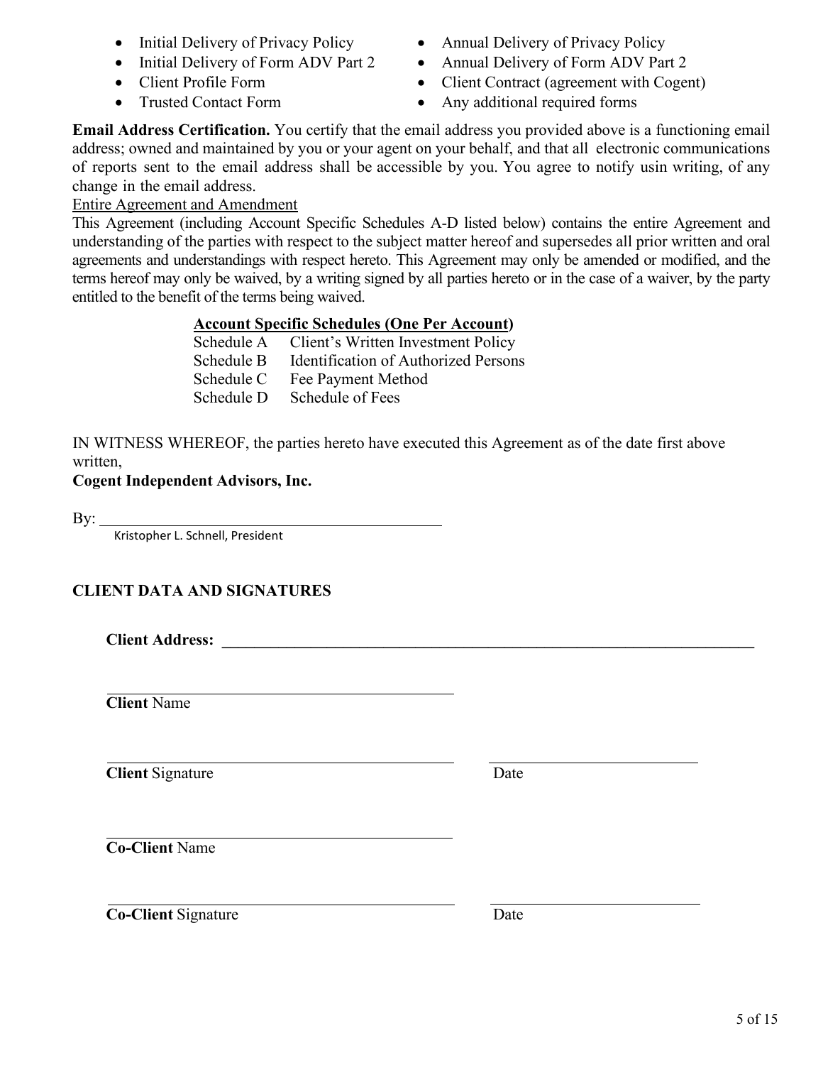- Initial Delivery of Privacy Policy
- Initial Delivery of Form ADV Part 2
- Client Profile Form
- Trusted Contact Form
- Annual Delivery of Privacy Policy
- Annual Delivery of Form ADV Part 2
- Client Contract (agreement with Cogent)
- Any additional required forms

**Email Address Certification.** You certify that the email address you provided above is a functioning email address; owned and maintained by you or your agent on your behalf, and that all electronic communications of reports sent to the email address shall be accessible by you. You agree to notify usin writing, of any change in the email address.

Entire Agreement and Amendment

This Agreement (including Account Specific Schedules A-D listed below) contains the entire Agreement and understanding of the parties with respect to the subject matter hereof and supersedes all prior written and oral agreements and understandings with respect hereto. This Agreement may only be amended or modified, and the terms hereof may only be waived, by a writing signed by all parties hereto or in the case of a waiver, by the party entitled to the benefit of the terms being waived.

**Account Specific Schedules (One Per Account)**

Schedule A Client's Written Investment Policy
Schedule B Identification of Authorized Persons
Schedule C Fee Payment Method
Schedule D Schedule of Fees

IN WITNESS WHEREOF, the parties hereto have executed this Agreement as of the date first above written,

**Cogent Independent Advisors, Inc.**

By: ____________________________________________
Kristopher L. Schnell, President

**CLIENT DATA AND SIGNATURES**

**Client Address:** ______________________________________________________________________

____________________________________________
**Client** Name

____________________________________________ ___________________________
**Client** Signature Date

____________________________________________
**Co-Client** Name

____________________________________________ ___________________________
**Co-Client** Signature Date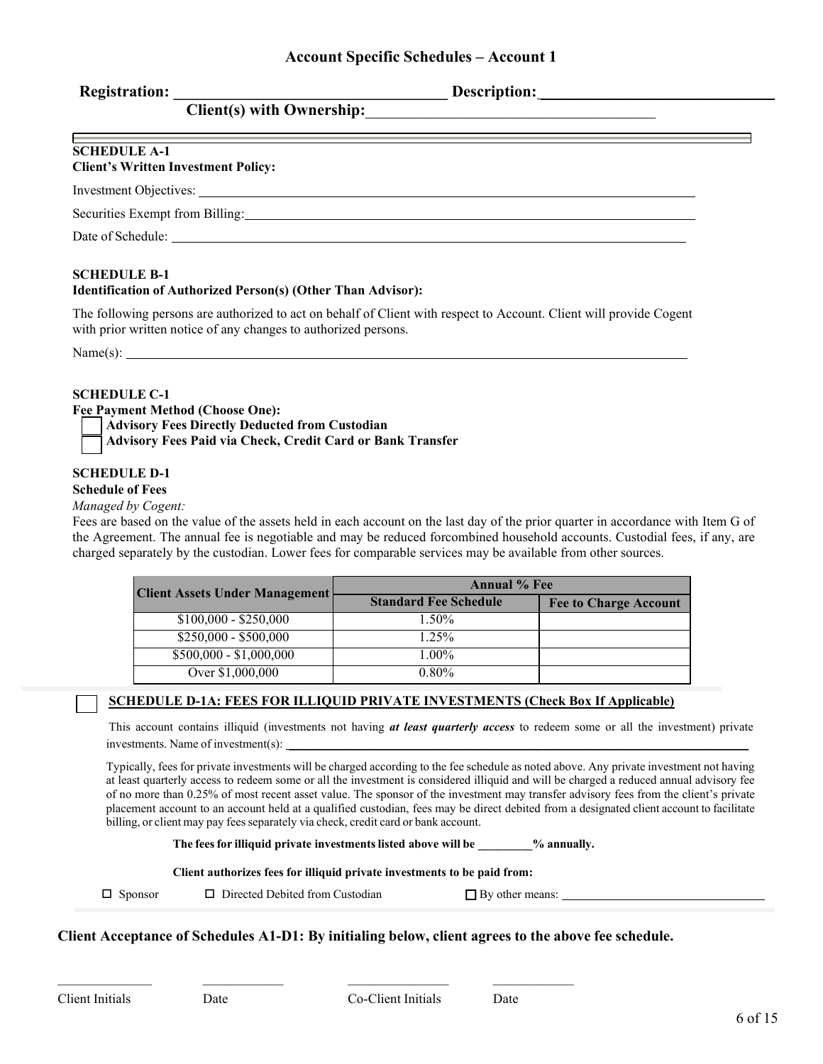## Account Specific Schedules – Account 1

**Registration:** ______________________ **Description:** ______________________

**Client(s) with Ownership:** ______________________

**SCHEDULE A-1**
**Client's Written Investment Policy:**

Investment Objectives: ______________________

Securities Exempt from Billing: ______________________

Date of Schedule: ______________________

**SCHEDULE B-1**
**Identification of Authorized Person(s) (Other Than Advisor):**

The following persons are authorized to act on behalf of Client with respect to Account. Client will provide Cogent with prior written notice of any changes to authorized persons.

Name(s): ______________________

**SCHEDULE C-1**
**Fee Payment Method (Choose One):**

☐ **Advisory Fees Directly Deducted from Custodian**
☐ **Advisory Fees Paid via Check, Credit Card or Bank Transfer**

**SCHEDULE D-1**
**Schedule of Fees**

*Managed by Cogent:*

Fees are based on the value of the assets held in each account on the last day of the prior quarter in accordance with Item G of the Agreement. The annual fee is negotiable and may be reduced forcombined household accounts. Custodial fees, if any, are charged separately by the custodian. Lower fees for comparable services may be available from other sources.

| Client Assets Under Management | Annual % Fee | |
|---|---|---|
| | Standard Fee Schedule | Fee to Charge Account |
| $100,000 - $250,000 | 1.50% | |
| $250,000 - $500,000 | 1.25% | |
| $500,000 - $1,000,000 | 1.00% | |
| Over $1,000,000 | 0.80% | |

☐ **SCHEDULE D-1A: FEES FOR ILLIQUID PRIVATE INVESTMENTS (Check Box If Applicable)**

This account contains illiquid (investments not having ***at least quarterly access*** to redeem some or all the investment) private investments. Name of investment(s): ______________________

Typically, fees for private investments will be charged according to the fee schedule as noted above. Any private investment not having at least quarterly access to redeem some or all the investment is considered illiquid and will be charged a reduced annual advisory fee of no more than 0.25% of most recent asset value. The sponsor of the investment may transfer advisory fees from the client's private placement account to an account held at a qualified custodian, fees may be direct debited from a designated client account to facilitate billing, or client may pay fees separately via check, credit card or bank account.

**The fees for illiquid private investments listed above will be _________% annually.**

**Client authorizes fees for illiquid private investments to be paid from:**

☐ Sponsor ☐ Directed Debited from Custodian ☐ By other means: ______________________

**Client Acceptance of Schedules A1-D1: By initialing below, client agrees to the above fee schedule.**

______________ ______________ ______________ ______________

Client Initials Date Co-Client Initials Date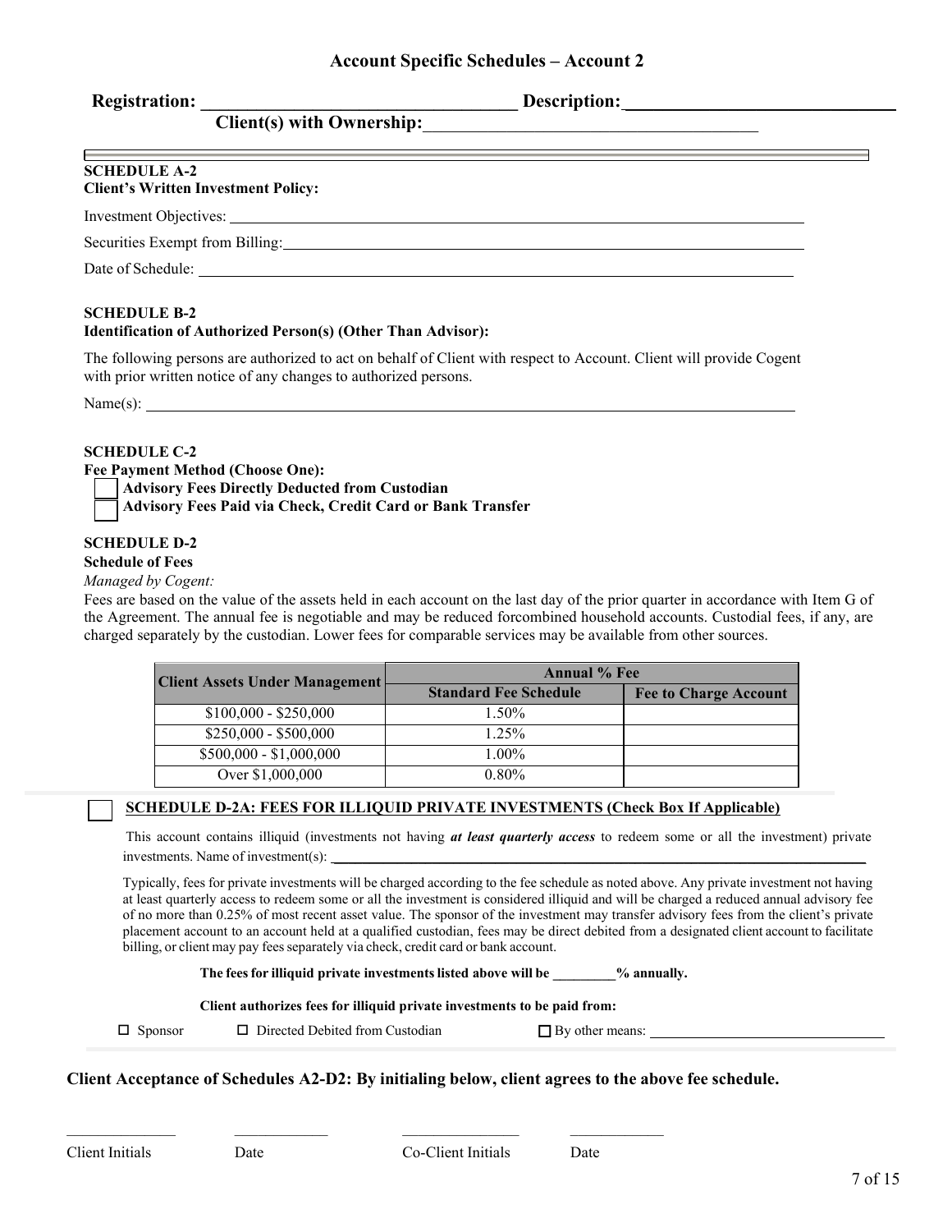## Account Specific Schedules – Account 2

**Registration:** ______________________ **Description:** ______________________

**Client(s) with Ownership:** ______________________

**SCHEDULE A-2**
**Client's Written Investment Policy:**

Investment Objectives: ______________________

Securities Exempt from Billing: ______________________

Date of Schedule: ______________________

**SCHEDULE B-2**
**Identification of Authorized Person(s) (Other Than Advisor):**

The following persons are authorized to act on behalf of Client with respect to Account. Client will provide Cogent with prior written notice of any changes to authorized persons.

Name(s): ______________________

**SCHEDULE C-2**
**Fee Payment Method (Choose One):**

- ☐ **Advisory Fees Directly Deducted from Custodian**
- ☐ **Advisory Fees Paid via Check, Credit Card or Bank Transfer**

**SCHEDULE D-2**
**Schedule of Fees**

*Managed by Cogent:*

Fees are based on the value of the assets held in each account on the last day of the prior quarter in accordance with Item G of the Agreement. The annual fee is negotiable and may be reduced forcombined household accounts. Custodial fees, if any, are charged separately by the custodian. Lower fees for comparable services may be available from other sources.

| Client Assets Under Management | Annual % Fee | |
|---|---|---|
| | Standard Fee Schedule | Fee to Charge Account |
| $100,000 - $250,000 | 1.50% | |
| $250,000 - $500,000 | 1.25% | |
| $500,000 - $1,000,000 | 1.00% | |
| Over $1,000,000 | 0.80% | |

☐ **SCHEDULE D-2A: FEES FOR ILLIQUID PRIVATE INVESTMENTS (Check Box If Applicable)**

This account contains illiquid (investments not having ***at least quarterly access*** to redeem some or all the investment) private investments. Name of investment(s): ______________________

Typically, fees for private investments will be charged according to the fee schedule as noted above. Any private investment not having at least quarterly access to redeem some or all the investment is considered illiquid and will be charged a reduced annual advisory fee of no more than 0.25% of most recent asset value. The sponsor of the investment may transfer advisory fees from the client's private placement account to an account held at a qualified custodian, fees may be direct debited from a designated client account to facilitate billing, or client may pay fees separately via check, credit card or bank account.

**The fees for illiquid private investments listed above will be _________% annually.**

**Client authorizes fees for illiquid private investments to be paid from:**

☐ Sponsor ☐ Directed Debited from Custodian ☐ By other means: ______________________

**Client Acceptance of Schedules A2-D2: By initialing below, client agrees to the above fee schedule.**

______________ ______________ ______________ ______________

Client Initials Date Co-Client Initials Date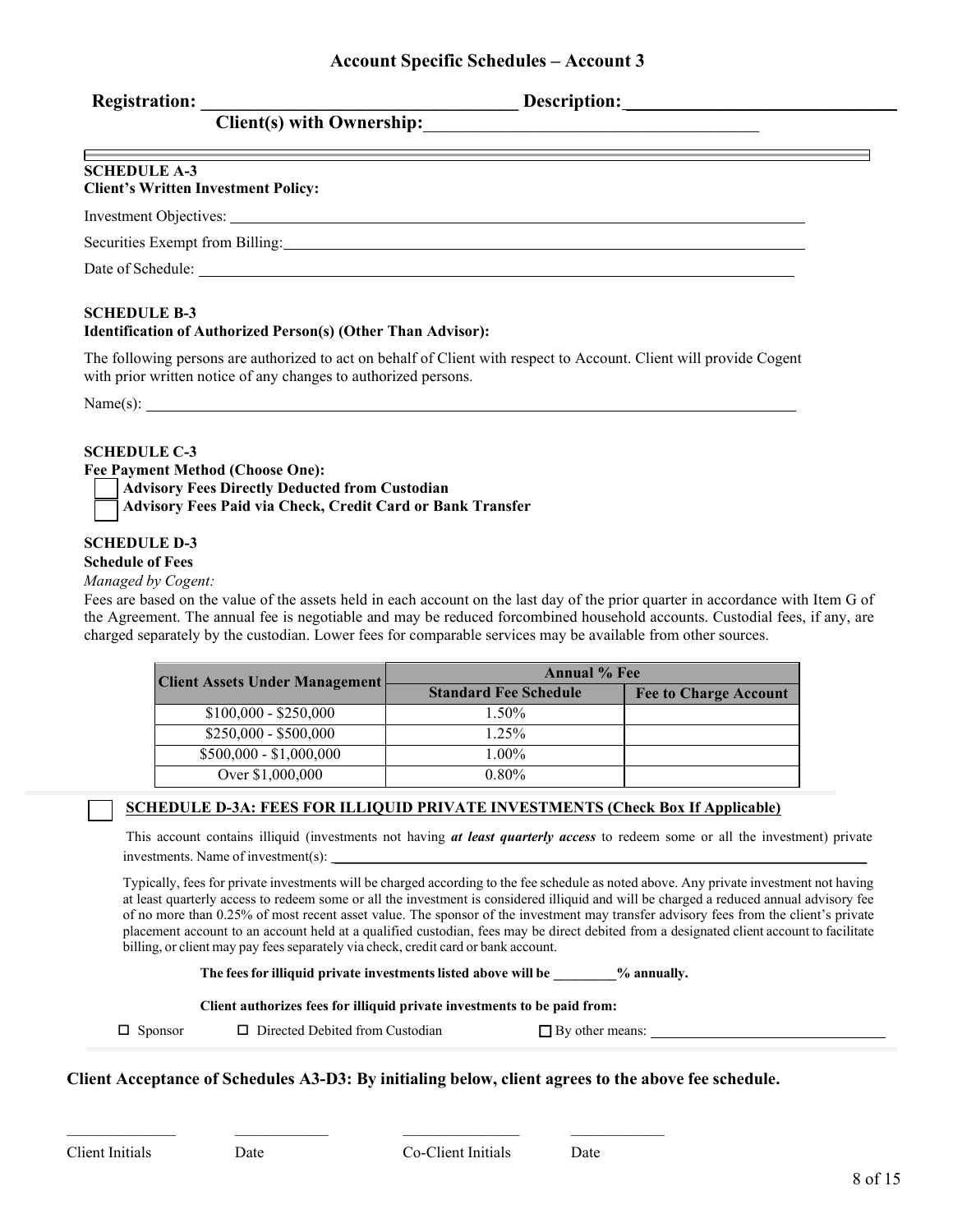## Account Specific Schedules – Account 3

**Registration:** ______________________________ **Description:** ______________________________

**Client(s) with Ownership:** ______________________________

---

**SCHEDULE A-3**
**Client's Written Investment Policy:**

Investment Objectives: ______________________________

Securities Exempt from Billing: ______________________________

Date of Schedule: ______________________________

**SCHEDULE B-3**
**Identification of Authorized Person(s) (Other Than Advisor):**

The following persons are authorized to act on behalf of Client with respect to Account. Client will provide Cogent with prior written notice of any changes to authorized persons.

Name(s): ______________________________

**SCHEDULE C-3**
**Fee Payment Method (Choose One):**

☐ **Advisory Fees Directly Deducted from Custodian**
☐ **Advisory Fees Paid via Check, Credit Card or Bank Transfer**

**SCHEDULE D-3**
**Schedule of Fees**

*Managed by Cogent:*

Fees are based on the value of the assets held in each account on the last day of the prior quarter in accordance with Item G of the Agreement. The annual fee is negotiable and may be reduced forcombined household accounts. Custodial fees, if any, are charged separately by the custodian. Lower fees for comparable services may be available from other sources.

| Client Assets Under Management | Annual % Fee | |
|---|---|---|
| | Standard Fee Schedule | Fee to Charge Account |
| $100,000 - $250,000 | 1.50% | |
| $250,000 - $500,000 | 1.25% | |
| $500,000 - $1,000,000 | 1.00% | |
| Over $1,000,000 | 0.80% | |

☐ **SCHEDULE D-3A: FEES FOR ILLIQUID PRIVATE INVESTMENTS (Check Box If Applicable)**

This account contains illiquid (investments not having ***at least quarterly access*** to redeem some or all the investment) private investments. Name of investment(s): ______________________________

Typically, fees for private investments will be charged according to the fee schedule as noted above. Any private investment not having at least quarterly access to redeem some or all the investment is considered illiquid and will be charged a reduced annual advisory fee of no more than 0.25% of most recent asset value. The sponsor of the investment may transfer advisory fees from the client's private placement account to an account held at a qualified custodian, fees may be direct debited from a designated client account to facilitate billing, or client may pay fees separately via check, credit card or bank account.

**The fees for illiquid private investments listed above will be _________% annually.**

**Client authorizes fees for illiquid private investments to be paid from:**

☐ Sponsor ☐ Directed Debited from Custodian ☐ By other means: ______________________________

**Client Acceptance of Schedules A3-D3: By initialing below, client agrees to the above fee schedule.**

______________ ______________ ______________ ______________

Client Initials Date Co-Client Initials Date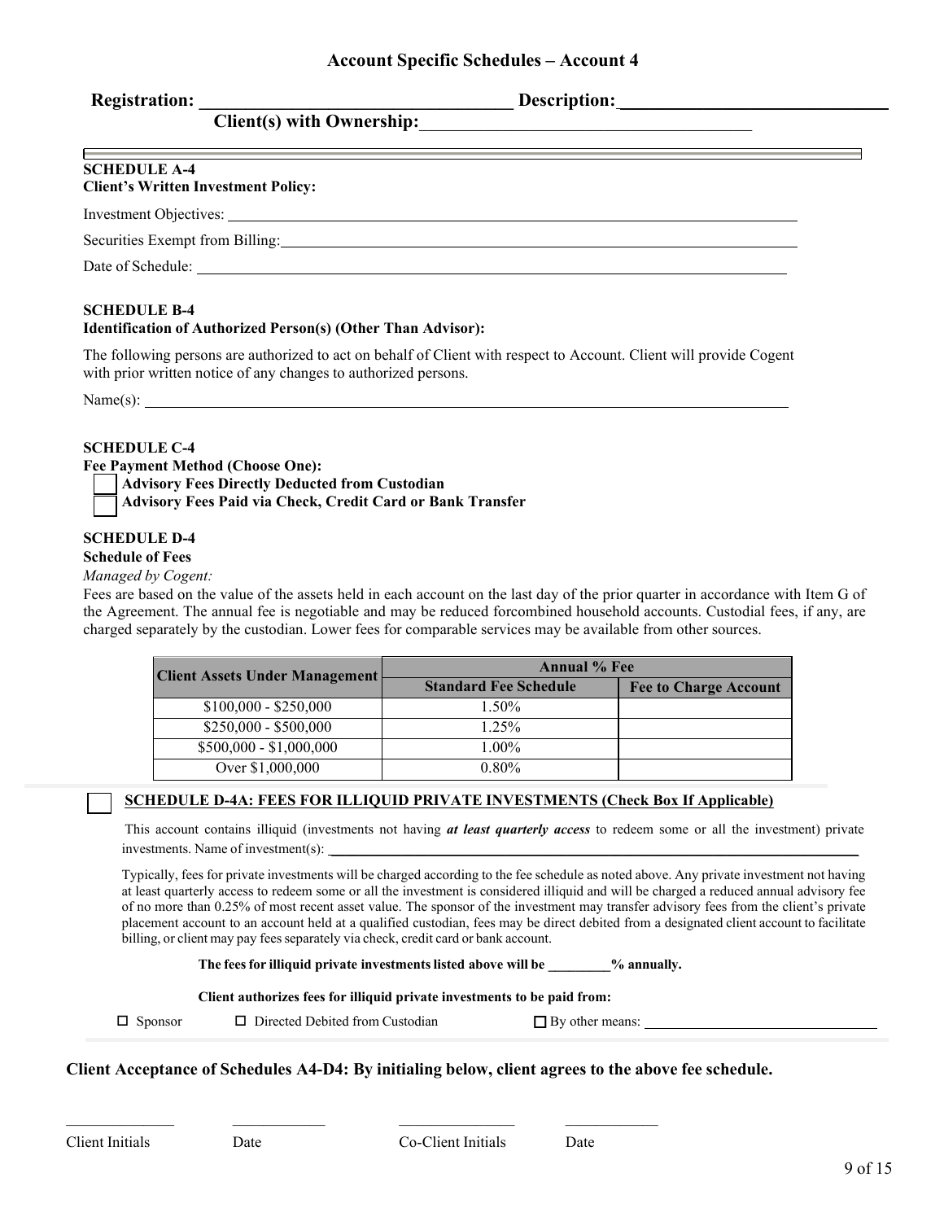## Account Specific Schedules – Account 4

**Registration:** ______________________________ **Description:** ______________________________

**Client(s) with Ownership:** ______________________________

**SCHEDULE A-4**
**Client's Written Investment Policy:**

Investment Objectives: ______________________________

Securities Exempt from Billing: ______________________________

Date of Schedule: ______________________________

**SCHEDULE B-4**
**Identification of Authorized Person(s) (Other Than Advisor):**

The following persons are authorized to act on behalf of Client with respect to Account. Client will provide Cogent with prior written notice of any changes to authorized persons.

Name(s): ______________________________

**SCHEDULE C-4**
**Fee Payment Method (Choose One):**

☐ **Advisory Fees Directly Deducted from Custodian**
☐ **Advisory Fees Paid via Check, Credit Card or Bank Transfer**

**SCHEDULE D-4**
**Schedule of Fees**

*Managed by Cogent:*

Fees are based on the value of the assets held in each account on the last day of the prior quarter in accordance with Item G of the Agreement. The annual fee is negotiable and may be reduced forcombined household accounts. Custodial fees, if any, are charged separately by the custodian. Lower fees for comparable services may be available from other sources.

| Client Assets Under Management | Annual % Fee | |
|---|---|---|
| | Standard Fee Schedule | Fee to Charge Account |
| $100,000 - $250,000 | 1.50% | |
| $250,000 - $500,000 | 1.25% | |
| $500,000 - $1,000,000 | 1.00% | |
| Over $1,000,000 | 0.80% | |

☐ **SCHEDULE D-4A: FEES FOR ILLIQUID PRIVATE INVESTMENTS (Check Box If Applicable)**

This account contains illiquid (investments not having ***at least quarterly access*** to redeem some or all the investment) private investments. Name of investment(s): ______________________________

Typically, fees for private investments will be charged according to the fee schedule as noted above. Any private investment not having at least quarterly access to redeem some or all the investment is considered illiquid and will be charged a reduced annual advisory fee of no more than 0.25% of most recent asset value. The sponsor of the investment may transfer advisory fees from the client's private placement account to an account held at a qualified custodian, fees may be direct debited from a designated client account to facilitate billing, or client may pay fees separately via check, credit card or bank account.

**The fees for illiquid private investments listed above will be _________% annually.**

**Client authorizes fees for illiquid private investments to be paid from:**

☐ Sponsor ☐ Directed Debited from Custodian ☐ By other means: ______________________________

**Client Acceptance of Schedules A4-D4: By initialing below, client agrees to the above fee schedule.**

______________ ______________ ______________ ______________

Client Initials Date Co-Client Initials Date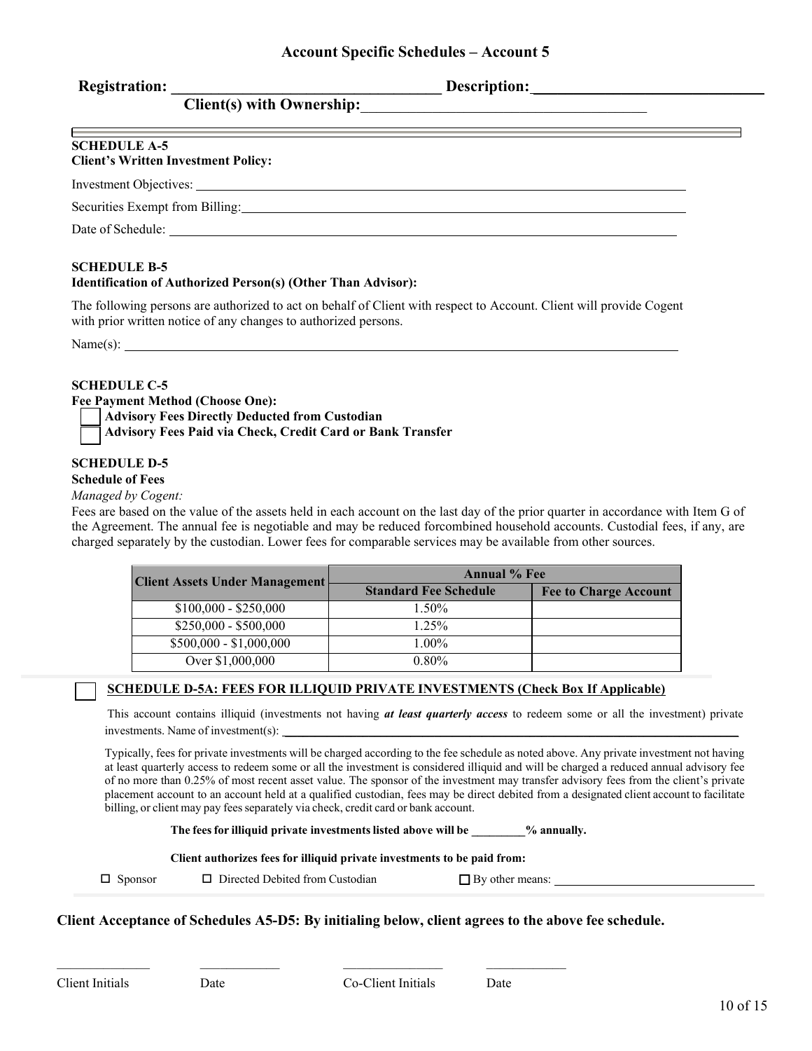## Account Specific Schedules – Account 5

**Registration:** ______________________ **Description:** ______________________

**Client(s) with Ownership:** ______________________

**SCHEDULE A-5**
**Client's Written Investment Policy:**

Investment Objectives: ______________________

Securities Exempt from Billing: ______________________

Date of Schedule: ______________________

**SCHEDULE B-5**
**Identification of Authorized Person(s) (Other Than Advisor):**

The following persons are authorized to act on behalf of Client with respect to Account. Client will provide Cogent with prior written notice of any changes to authorized persons.

Name(s): ______________________

**SCHEDULE C-5**
**Fee Payment Method (Choose One):**

☐ **Advisory Fees Directly Deducted from Custodian**
☐ **Advisory Fees Paid via Check, Credit Card or Bank Transfer**

**SCHEDULE D-5**
**Schedule of Fees**

*Managed by Cogent:*

Fees are based on the value of the assets held in each account on the last day of the prior quarter in accordance with Item G of the Agreement. The annual fee is negotiable and may be reduced forcombined household accounts. Custodial fees, if any, are charged separately by the custodian. Lower fees for comparable services may be available from other sources.

| Client Assets Under Management | Annual % Fee | |
|---|---|---|
| | Standard Fee Schedule | Fee to Charge Account |
| $100,000 - $250,000 | 1.50% | |
| $250,000 - $500,000 | 1.25% | |
| $500,000 - $1,000,000 | 1.00% | |
| Over $1,000,000 | 0.80% | |

☐ **SCHEDULE D-5A: FEES FOR ILLIQUID PRIVATE INVESTMENTS (Check Box If Applicable)**

This account contains illiquid (investments not having ***at least quarterly access*** to redeem some or all the investment) private investments. Name of investment(s): ______________________

Typically, fees for private investments will be charged according to the fee schedule as noted above. Any private investment not having at least quarterly access to redeem some or all the investment is considered illiquid and will be charged a reduced annual advisory fee of no more than 0.25% of most recent asset value. The sponsor of the investment may transfer advisory fees from the client's private placement account to an account held at a qualified custodian, fees may be direct debited from a designated client account to facilitate billing, or client may pay fees separately via check, credit card or bank account.

**The fees for illiquid private investments listed above will be _________% annually.**

**Client authorizes fees for illiquid private investments to be paid from:**

☐ Sponsor ☐ Directed Debited from Custodian ☐ By other means: ______________________

**Client Acceptance of Schedules A5-D5: By initialing below, client agrees to the above fee schedule.**

______________ ____________ ________________ ____________

Client Initials Date Co-Client Initials Date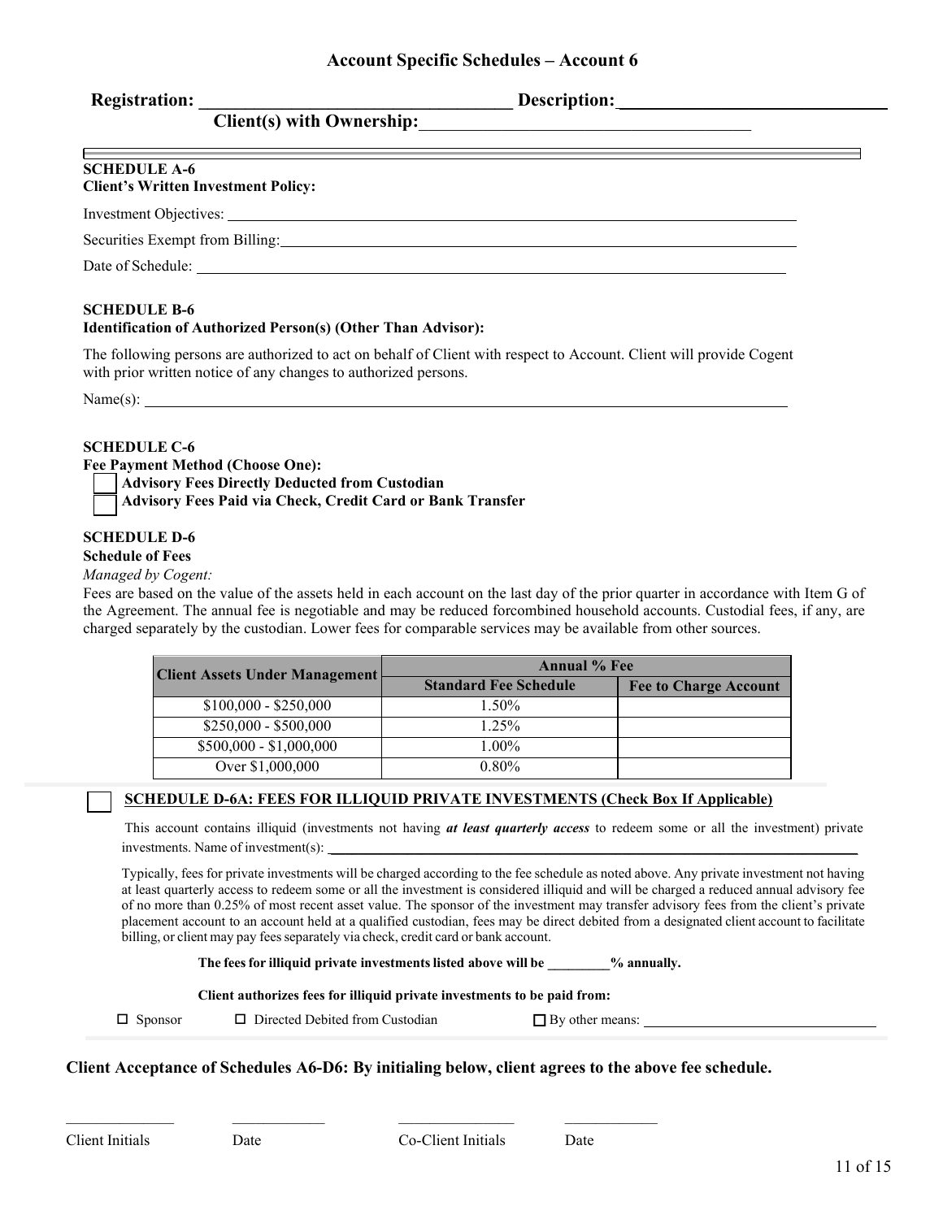## Account Specific Schedules – Account 6

**Registration:** ______________________________ **Description:** ______________________________

**Client(s) with Ownership:** ______________________________

**SCHEDULE A-6**
**Client's Written Investment Policy:**

Investment Objectives: ______________________________

Securities Exempt from Billing: ______________________________

Date of Schedule: ______________________________

**SCHEDULE B-6**
**Identification of Authorized Person(s) (Other Than Advisor):**

The following persons are authorized to act on behalf of Client with respect to Account. Client will provide Cogent with prior written notice of any changes to authorized persons.

Name(s): ______________________________

**SCHEDULE C-6**
**Fee Payment Method (Choose One):**

☐ **Advisory Fees Directly Deducted from Custodian**
☐ **Advisory Fees Paid via Check, Credit Card or Bank Transfer**

**SCHEDULE D-6**
**Schedule of Fees**

*Managed by Cogent:*

Fees are based on the value of the assets held in each account on the last day of the prior quarter in accordance with Item G of the Agreement. The annual fee is negotiable and may be reduced forcombined household accounts. Custodial fees, if any, are charged separately by the custodian. Lower fees for comparable services may be available from other sources.

| Client Assets Under Management | Annual % Fee | |
|---|---|---|
| | Standard Fee Schedule | Fee to Charge Account |
| $100,000 - $250,000 | 1.50% | |
| $250,000 - $500,000 | 1.25% | |
| $500,000 - $1,000,000 | 1.00% | |
| Over $1,000,000 | 0.80% | |

☐ **SCHEDULE D-6A: FEES FOR ILLIQUID PRIVATE INVESTMENTS (Check Box If Applicable)**

This account contains illiquid (investments not having ***at least quarterly access*** to redeem some or all the investment) private investments. Name of investment(s): ______________________________

Typically, fees for private investments will be charged according to the fee schedule as noted above. Any private investment not having at least quarterly access to redeem some or all the investment is considered illiquid and will be charged a reduced annual advisory fee of no more than 0.25% of most recent asset value. The sponsor of the investment may transfer advisory fees from the client's private placement account to an account held at a qualified custodian, fees may be direct debited from a designated client account to facilitate billing, or client may pay fees separately via check, credit card or bank account.

**The fees for illiquid private investments listed above will be _________% annually.**

**Client authorizes fees for illiquid private investments to be paid from:**

☐ Sponsor ☐ Directed Debited from Custodian ☐ By other means: ______________________________

**Client Acceptance of Schedules A6-D6: By initialing below, client agrees to the above fee schedule.**

______________ ______________ ______________ ______________

Client Initials Date Co-Client Initials Date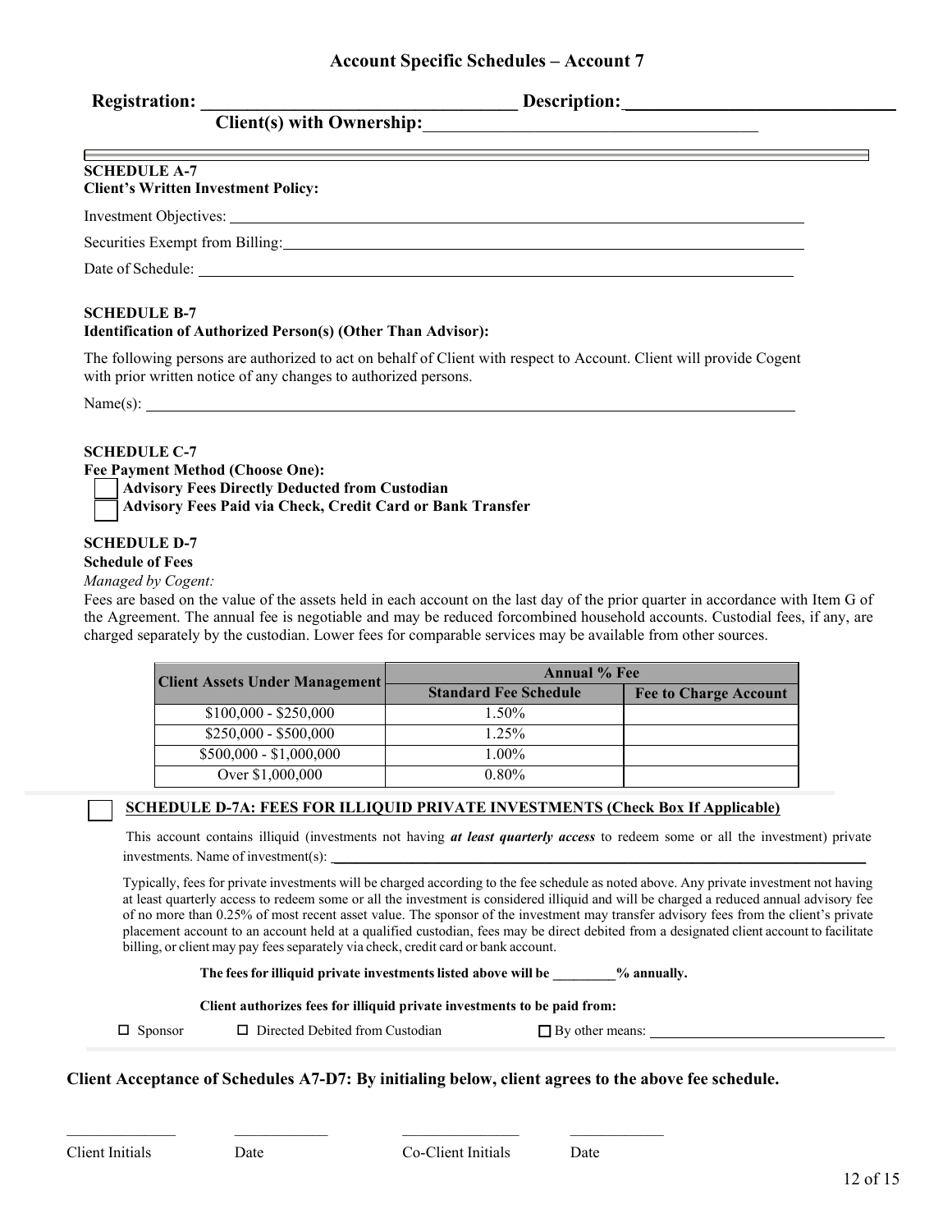## Account Specific Schedules – Account 7

**Registration:** ______________________________ **Description:** ______________________________

**Client(s) with Ownership:** ______________________________

---

**SCHEDULE A-7**
**Client's Written Investment Policy:**

Investment Objectives: ______________________________

Securities Exempt from Billing: ______________________________

Date of Schedule: ______________________________

**SCHEDULE B-7**
**Identification of Authorized Person(s) (Other Than Advisor):**

The following persons are authorized to act on behalf of Client with respect to Account. Client will provide Cogent with prior written notice of any changes to authorized persons.

Name(s): ______________________________

**SCHEDULE C-7**
**Fee Payment Method (Choose One):**

☐ **Advisory Fees Directly Deducted from Custodian**
☐ **Advisory Fees Paid via Check, Credit Card or Bank Transfer**

**SCHEDULE D-7**
**Schedule of Fees**

*Managed by Cogent:*
Fees are based on the value of the assets held in each account on the last day of the prior quarter in accordance with Item G of the Agreement. The annual fee is negotiable and may be reduced forcombined household accounts. Custodial fees, if any, are charged separately by the custodian. Lower fees for comparable services may be available from other sources.

| Client Assets Under Management | Annual % Fee | |
|---|---|---|
| | Standard Fee Schedule | Fee to Charge Account |
| $100,000 - $250,000 | 1.50% | |
| $250,000 - $500,000 | 1.25% | |
| $500,000 - $1,000,000 | 1.00% | |
| Over $1,000,000 | 0.80% | |

☐ **SCHEDULE D-7A: FEES FOR ILLIQUID PRIVATE INVESTMENTS (Check Box If Applicable)**

This account contains illiquid (investments not having ***at least quarterly access*** to redeem some or all the investment) private investments. Name of investment(s): ______________________________

Typically, fees for private investments will be charged according to the fee schedule as noted above. Any private investment not having at least quarterly access to redeem some or all the investment is considered illiquid and will be charged a reduced annual advisory fee of no more than 0.25% of most recent asset value. The sponsor of the investment may transfer advisory fees from the client's private placement account to an account held at a qualified custodian, fees may be direct debited from a designated client account to facilitate billing, or client may pay fees separately via check, credit card or bank account.

**The fees for illiquid private investments listed above will be \_\_\_\_\_\_\_\_\_% annually.**

**Client authorizes fees for illiquid private investments to be paid from:**

☐ Sponsor ☐ Directed Debited from Custodian ☐ By other means: ______________________________

**Client Acceptance of Schedules A7-D7: By initialing below, client agrees to the above fee schedule.**

\_\_\_\_\_\_\_\_\_\_\_\_\_\_ \_\_\_\_\_\_\_\_\_\_\_\_ \_\_\_\_\_\_\_\_\_\_\_\_\_\_ \_\_\_\_\_\_\_\_\_\_\_\_

Client Initials Date Co-Client Initials Date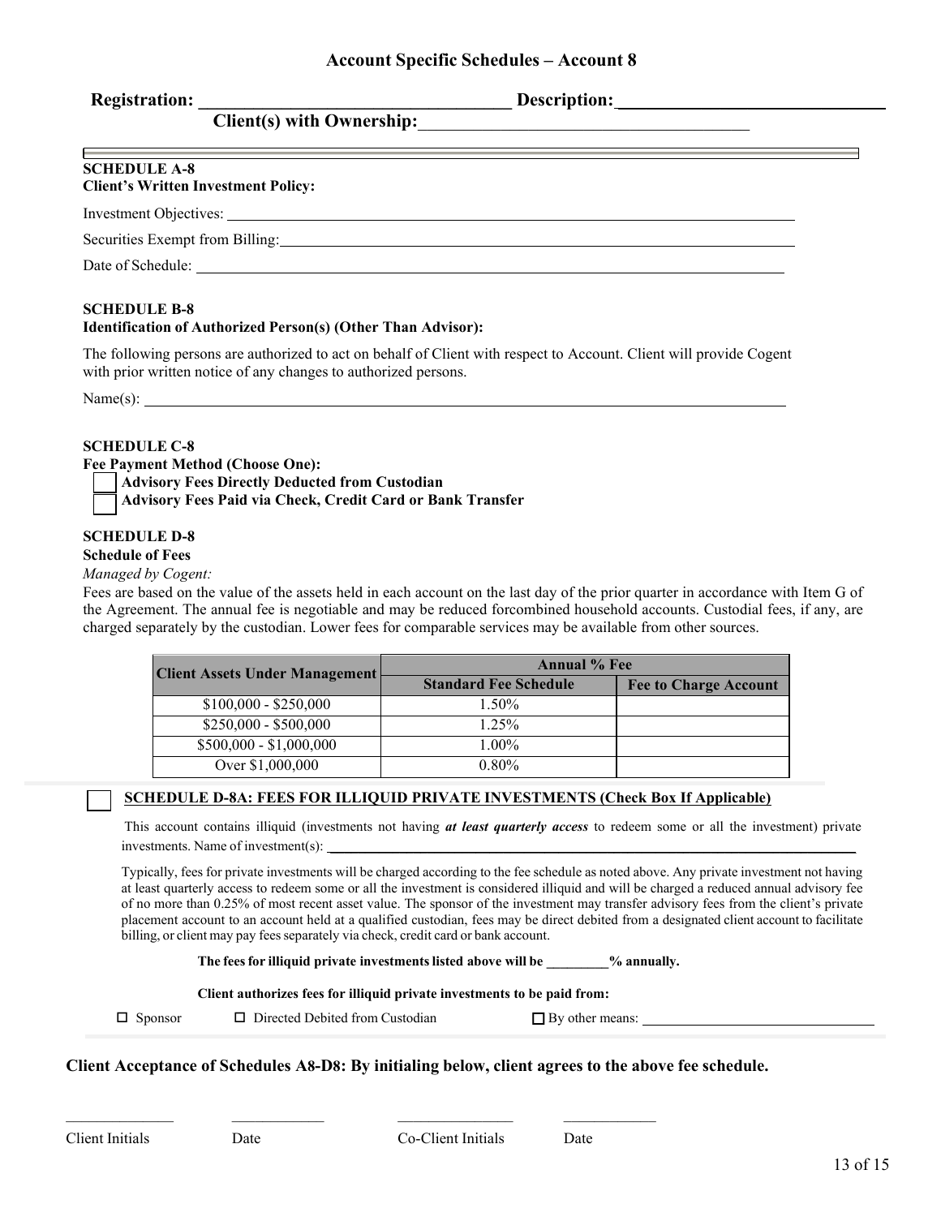## Account Specific Schedules – Account 8

**Registration:** ___________________________ **Description:** ___________________________

**Client(s) with Ownership:** ___________________________

**SCHEDULE A-8**
**Client's Written Investment Policy:**

Investment Objectives: ___________________________

Securities Exempt from Billing: ___________________________

Date of Schedule: ___________________________

**SCHEDULE B-8**
**Identification of Authorized Person(s) (Other Than Advisor):**

The following persons are authorized to act on behalf of Client with respect to Account. Client will provide Cogent with prior written notice of any changes to authorized persons.

Name(s): ___________________________

**SCHEDULE C-8**
**Fee Payment Method (Choose One):**

- ☐ **Advisory Fees Directly Deducted from Custodian**
- ☐ **Advisory Fees Paid via Check, Credit Card or Bank Transfer**

**SCHEDULE D-8**
**Schedule of Fees**

*Managed by Cogent:*

Fees are based on the value of the assets held in each account on the last day of the prior quarter in accordance with Item G of the Agreement. The annual fee is negotiable and may be reduced forcombined household accounts. Custodial fees, if any, are charged separately by the custodian. Lower fees for comparable services may be available from other sources.

| Client Assets Under Management | Annual % Fee | |
|---|---|---|
| | Standard Fee Schedule | Fee to Charge Account |
| $100,000 - $250,000 | 1.50% | |
| $250,000 - $500,000 | 1.25% | |
| $500,000 - $1,000,000 | 1.00% | |
| Over $1,000,000 | 0.80% | |

☐ **SCHEDULE D-8A: FEES FOR ILLIQUID PRIVATE INVESTMENTS (Check Box If Applicable)**

This account contains illiquid (investments not having ***at least quarterly access*** to redeem some or all the investment) private investments. Name of investment(s): ___________________________

Typically, fees for private investments will be charged according to the fee schedule as noted above. Any private investment not having at least quarterly access to redeem some or all the investment is considered illiquid and will be charged a reduced annual advisory fee of no more than 0.25% of most recent asset value. The sponsor of the investment may transfer advisory fees from the client's private placement account to an account held at a qualified custodian, fees may be direct debited from a designated client account to facilitate billing, or client may pay fees separately via check, credit card or bank account.

**The fees for illiquid private investments listed above will be _________% annually.**

**Client authorizes fees for illiquid private investments to be paid from:**

☐ Sponsor ☐ Directed Debited from Custodian ☐ By other means: ___________________________

**Client Acceptance of Schedules A8-D8: By initialing below, client agrees to the above fee schedule.**

______________ ______________ ______________ ______________
Client Initials Date Co-Client Initials Date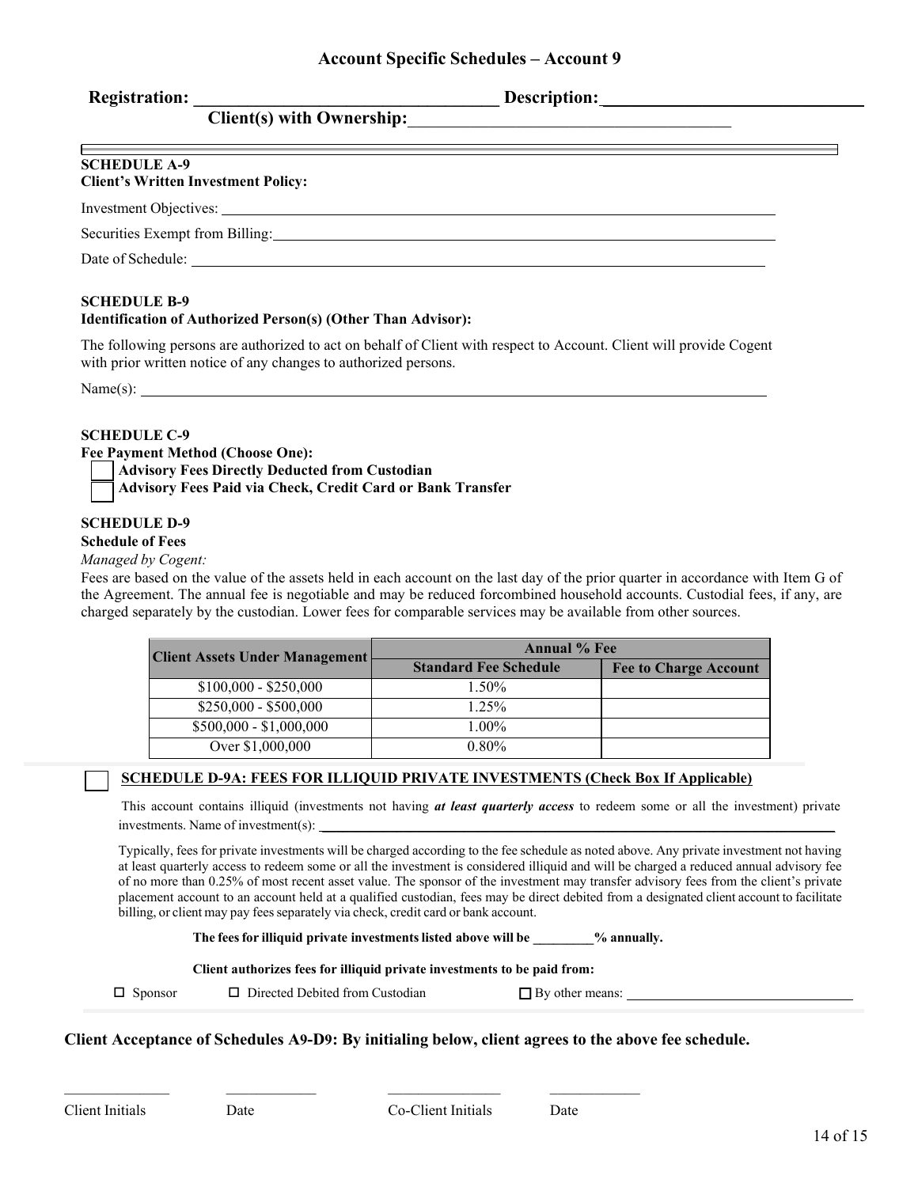## Account Specific Schedules – Account 9

**Registration:** ______________________ **Description:** ______________________

**Client(s) with Ownership:** ______________________

**SCHEDULE A-9**
**Client's Written Investment Policy:**

Investment Objectives: ______________________

Securities Exempt from Billing: ______________________

Date of Schedule: ______________________

**SCHEDULE B-9**
**Identification of Authorized Person(s) (Other Than Advisor):**

The following persons are authorized to act on behalf of Client with respect to Account. Client will provide Cogent with prior written notice of any changes to authorized persons.

Name(s): ______________________

**SCHEDULE C-9**
**Fee Payment Method (Choose One):**

- ☐ **Advisory Fees Directly Deducted from Custodian**
- ☐ **Advisory Fees Paid via Check, Credit Card or Bank Transfer**

**SCHEDULE D-9**
**Schedule of Fees**

*Managed by Cogent:*

Fees are based on the value of the assets held in each account on the last day of the prior quarter in accordance with Item G of the Agreement. The annual fee is negotiable and may be reduced forcombined household accounts. Custodial fees, if any, are charged separately by the custodian. Lower fees for comparable services may be available from other sources.

| Client Assets Under Management | Annual % Fee | |
|---|---|---|
| | Standard Fee Schedule | Fee to Charge Account |
| $100,000 - $250,000 | 1.50% | |
| $250,000 - $500,000 | 1.25% | |
| $500,000 - $1,000,000 | 1.00% | |
| Over $1,000,000 | 0.80% | |

☐ **SCHEDULE D-9A: FEES FOR ILLIQUID PRIVATE INVESTMENTS (Check Box If Applicable)**

This account contains illiquid (investments not having ***at least quarterly access*** to redeem some or all the investment) private investments. Name of investment(s): ______________________

Typically, fees for private investments will be charged according to the fee schedule as noted above. Any private investment not having at least quarterly access to redeem some or all the investment is considered illiquid and will be charged a reduced annual advisory fee of no more than 0.25% of most recent asset value. The sponsor of the investment may transfer advisory fees from the client's private placement account to an account held at a qualified custodian, fees may be direct debited from a designated client account to facilitate billing, or client may pay fees separately via check, credit card or bank account.

**The fees for illiquid private investments listed above will be _________% annually.**

**Client authorizes fees for illiquid private investments to be paid from:**

☐ Sponsor ☐ Directed Debited from Custodian ☐ By other means: ______________________

**Client Acceptance of Schedules A9-D9: By initialing below, client agrees to the above fee schedule.**

______________ ____________ ________________ ____________

Client Initials Date Co-Client Initials Date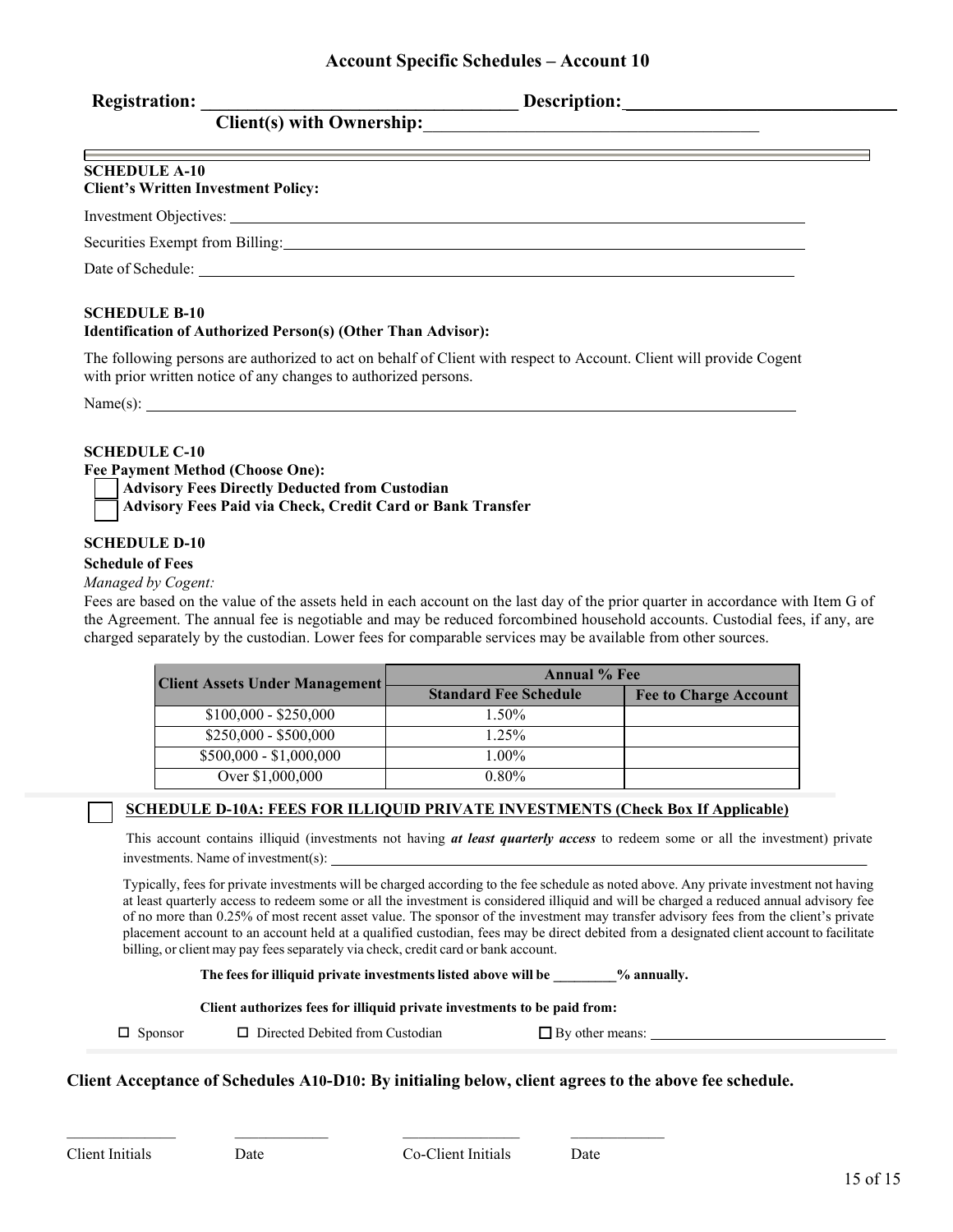## Account Specific Schedules – Account 10

**Registration:** ________________________________ **Description:** ____________________________

**Client(s) with Ownership:** ____________________________________

**SCHEDULE A-10**
**Client's Written Investment Policy:**

Investment Objectives: ____________________________________________________________

Securities Exempt from Billing: ____________________________________________________

Date of Schedule: ________________________________________________________________

**SCHEDULE B-10**
**Identification of Authorized Person(s) (Other Than Advisor):**

The following persons are authorized to act on behalf of Client with respect to Account. Client will provide Cogent with prior written notice of any changes to authorized persons.

Name(s): ______________________________________________________________________

**SCHEDULE C-10**
**Fee Payment Method (Choose One):**

☐ **Advisory Fees Directly Deducted from Custodian**
☐ **Advisory Fees Paid via Check, Credit Card or Bank Transfer**

**SCHEDULE D-10**
**Schedule of Fees**
*Managed by Cogent:*

Fees are based on the value of the assets held in each account on the last day of the prior quarter in accordance with Item G of the Agreement. The annual fee is negotiable and may be reduced forcombined household accounts. Custodial fees, if any, are charged separately by the custodian. Lower fees for comparable services may be available from other sources.

| Client Assets Under Management | Annual % Fee | |
|---|---|---|
| | Standard Fee Schedule | Fee to Charge Account |
| $100,000 - $250,000 | 1.50% | |
| $250,000 - $500,000 | 1.25% | |
| $500,000 - $1,000,000 | 1.00% | |
| Over $1,000,000 | 0.80% | |

☐ **SCHEDULE D-10A: FEES FOR ILLIQUID PRIVATE INVESTMENTS (Check Box If Applicable)**

This account contains illiquid (investments not having ***at least quarterly access*** to redeem some or all the investment) private investments. Name of investment(s): ____________________________________________

Typically, fees for private investments will be charged according to the fee schedule as noted above. Any private investment not having at least quarterly access to redeem some or all the investment is considered illiquid and will be charged a reduced annual advisory fee of no more than 0.25% of most recent asset value. The sponsor of the investment may transfer advisory fees from the client's private placement account to an account held at a qualified custodian, fees may be direct debited from a designated client account to facilitate billing, or client may pay fees separately via check, credit card or bank account.

**The fees for illiquid private investments listed above will be _________% annually.**

**Client authorizes fees for illiquid private investments to be paid from:**

☐ Sponsor ☐ Directed Debited from Custodian ☐ By other means: ______________________________

**Client Acceptance of Schedules A10-D10: By initialing below, client agrees to the above fee schedule.**

______________ ____________ ________________ ____________

Client Initials Date Co-Client Initials Date